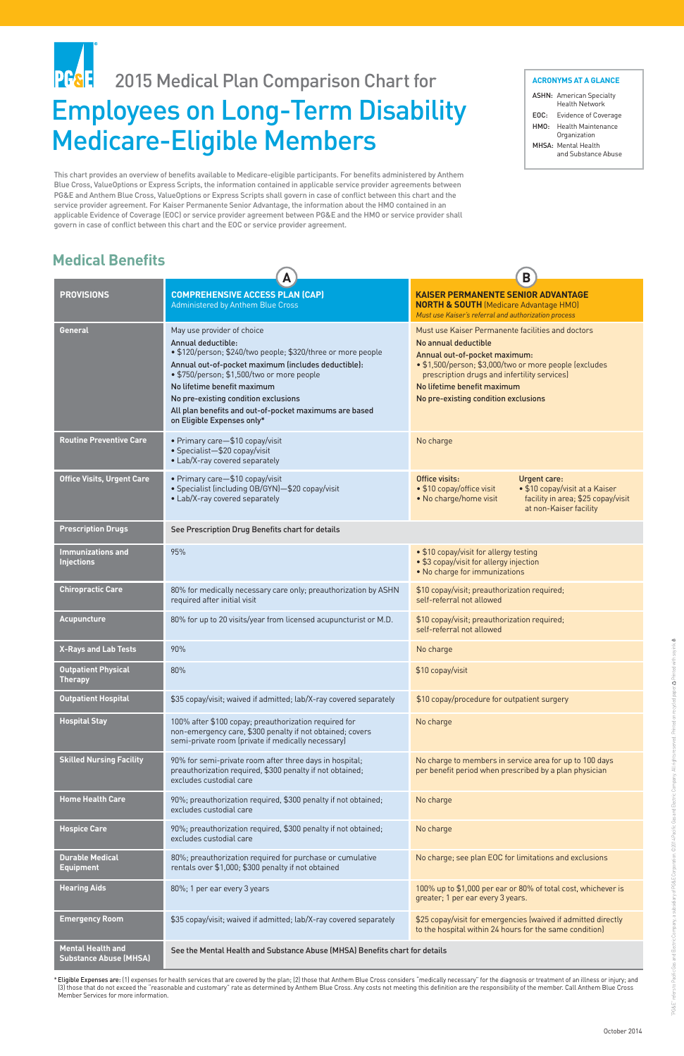# 2015 Medical Plan Comparison Chart for

# Employees on Long-Term Disability Medicare-Eligible Members

**ACRONYMS AT A GLANCE**

- **ASHN:** American Specialty Health Network
- **EOC:** Evidence of Coverage
- **HMO:** Health Maintenance Organization
- **MHSA:** Mental Health and Substance Abuse

This chart provides an overview of benefits available to Medicare-eligible participants. For benefits administered by Anthem Blue Cross, ValueOptions or Express Scripts, the information contained in applicable service provider agreements between PG&E and Anthem Blue Cross, ValueOptions or Express Scripts shall govern in case of conflict between this chart and the service provider agreement. For Kaiser Permanente Senior Advantage, the information about the HMO contained in an applicable Evidence of Coverage (EOC) or service provider agreement between PG&E and the HMO or service provider shall govern in case of conflict between this chart and the EOC or service provider agreement.

## Medical Benefits

| PROVISIONS | A: **COMPREHENSIVE ACCESS PLAN (CAP)** Administered by Anthem Blue Cross | B: **KAISER PERMANENTE SENIOR ADVANTAGE NORTH & SOUTH** (Medicare Advantage HMO) *Must use Kaiser's referral and authorization process* |
|---|---|---|
| **General** | May use provider of choice<br>**Annual deductible:**<br>• $120/person; $240/two people; $320/three or more people<br>**Annual out-of-pocket maximum (includes deductible):**<br>• $750/person; $1,500/two or more people<br>**No lifetime benefit maximum**<br>**No pre-existing condition exclusions**<br>**All plan benefits and out-of-pocket maximums are based on Eligible Expenses only***| Must use Kaiser Permanente facilities and doctors<br>**No annual deductible**<br>**Annual out-of-pocket maximum:**<br>• $1,500/person; $3,000/two or more people (excludes prescription drugs and infertility services)<br>**No lifetime benefit maximum**<br>**No pre-existing condition exclusions** |
| **Routine Preventive Care** | • Primary care—$10 copay/visit<br>• Specialist—$20 copay/visit<br>• Lab/X-ray covered separately | No charge |
| **Office Visits, Urgent Care** | • Primary care—$10 copay/visit<br>• Specialist (including OB/GYN)—$20 copay/visit<br>• Lab/X-ray covered separately | **Office visits:**<br>• $10 copay/office visit<br>• No charge/home visit<br>**Urgent care:**<br>• $10 copay/visit at a Kaiser facility in area; $25 copay/visit at non-Kaiser facility |
| **Prescription Drugs** | See Prescription Drug Benefits chart for details | |
| **Immunizations and Injections** | 95% | • $10 copay/visit for allergy testing<br>• $3 copay/visit for allergy injection<br>• No charge for immunizations |
| **Chiropractic Care** | 80% for medically necessary care only; preauthorization by ASHN required after initial visit | $10 copay/visit; preauthorization required; self-referral not allowed |
| **Acupuncture** | 80% for up to 20 visits/year from licensed acupuncturist or M.D. | $10 copay/visit; preauthorization required; self-referral not allowed |
| **X-Rays and Lab Tests** | 90% | No charge |
| **Outpatient Physical Therapy** | 80% | $10 copay/visit |
| **Outpatient Hospital** | $35 copay/visit; waived if admitted; lab/X-ray covered separately | $10 copay/procedure for outpatient surgery |
| **Hospital Stay** | 100% after $100 copay; preauthorization required for non-emergency care, $300 penalty if not obtained; covers semi-private room (private if medically necessary) | No charge |
| **Skilled Nursing Facility** | 90% for semi-private room after three days in hospital; preauthorization required, $300 penalty if not obtained; excludes custodial care | No charge to members in service area for up to 100 days per benefit period when prescribed by a plan physician |
| **Home Health Care** | 90%; preauthorization required, $300 penalty if not obtained; excludes custodial care | No charge |
| **Hospice Care** | 90%; preauthorization required, $300 penalty if not obtained; excludes custodial care | No charge |
| **Durable Medical Equipment** | 80%; preauthorization required for purchase or cumulative rentals over $1,000; $300 penalty if not obtained | No charge; see plan EOC for limitations and exclusions |
| **Hearing Aids** | 80%; 1 per ear every 3 years | 100% up to $1,000 per ear or 80% of total cost, whichever is greater; 1 per ear every 3 years. |
| **Emergency Room** | $35 copay/visit; waived if admitted; lab/X-ray covered separately | $25 copay/visit for emergencies (waived if admitted directly to the hospital within 24 hours for the same condition) |
| **Mental Health and Substance Abuse (MHSA)** | See the Mental Health and Substance Abuse (MHSA) Benefits chart for details | |

* **Eligible Expenses are:** (1) expenses for health services that are covered by the plan; (2) those that Anthem Blue Cross considers "medically necessary" for the diagnosis or treatment of an illness or injury; and (3) those that do not exceed the "reasonable and customary" rate as determined by Anthem Blue Cross. Any costs not meeting this definition are the responsibility of the member. Call Anthem Blue Cross Member Services for more information.

October 2014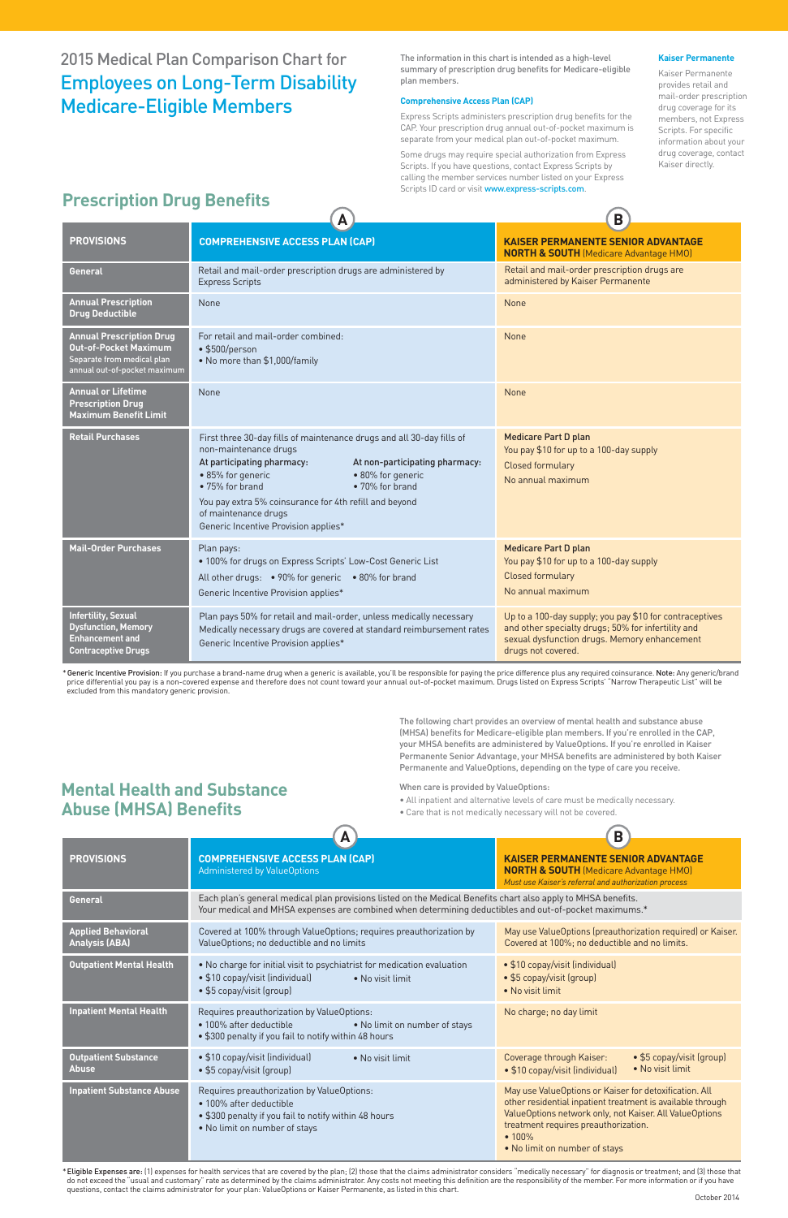# 2015 Medical Plan Comparison Chart for Employees on Long-Term Disability Medicare-Eligible Members

The information in this chart is intended as a high-level summary of prescription drug benefits for Medicare-eligible plan members.

**Comprehensive Access Plan (CAP)**

Express Scripts administers prescription drug benefits for the CAP. Your prescription drug annual out-of-pocket maximum is separate from your medical plan out-of-pocket maximum.

Some drugs may require special authorization from Express Scripts. If you have questions, contact Express Scripts by calling the member services number listed on your Express Scripts ID card or visit www.express-scripts.com.

**Kaiser Permanente**

Kaiser Permanente provides retail and mail-order prescription drug coverage for its members, not Express Scripts. For specific information about your drug coverage, contact Kaiser directly.

## Prescription Drug Benefits

| PROVISIONS | A – COMPREHENSIVE ACCESS PLAN (CAP) | B – KAISER PERMANENTE SENIOR ADVANTAGE NORTH & SOUTH (Medicare Advantage HMO) |
|---|---|---|
| **General** | Retail and mail-order prescription drugs are administered by Express Scripts | Retail and mail-order prescription drugs are administered by Kaiser Permanente |
| **Annual Prescription Drug Deductible** | None | None |
| **Annual Prescription Drug Out-of-Pocket Maximum** Separate from medical plan annual out-of-pocket maximum | For retail and mail-order combined:<br>• $500/person<br>• No more than $1,000/family | None |
| **Annual or Lifetime Prescription Drug Maximum Benefit Limit** | None | None |
| **Retail Purchases** | First three 30-day fills of maintenance drugs and all 30-day fills of non-maintenance drugs<br>At participating pharmacy: • 85% for generic • 75% for brand<br>At non-participating pharmacy: • 80% for generic • 70% for brand<br>You pay extra 5% coinsurance for 4th refill and beyond of maintenance drugs<br>Generic Incentive Provision applies* | Medicare Part D plan<br>You pay $10 for up to a 100-day supply<br>Closed formulary<br>No annual maximum |
| **Mail-Order Purchases** | Plan pays:<br>• 100% for drugs on Express Scripts' Low-Cost Generic List<br>All other drugs: • 90% for generic • 80% for brand<br>Generic Incentive Provision applies* | Medicare Part D plan<br>You pay $10 for up to a 100-day supply<br>Closed formulary<br>No annual maximum |
| **Infertility, Sexual Dysfunction, Memory Enhancement and Contraceptive Drugs** | Plan pays 50% for retail and mail-order, unless medically necessary<br>Medically necessary drugs are covered at standard reimbursement rates<br>Generic Incentive Provision applies* | Up to a 100-day supply; you pay $10 for contraceptives and other specialty drugs; 50% for infertility and sexual dysfunction drugs. Memory enhancement drugs not covered. |

*Generic Incentive Provision: If you purchase a brand-name drug when a generic is available, you'll be responsible for paying the price difference plus any required coinsurance. **Note:** Any generic/brand price differential you pay is a non-covered expense and therefore does not count toward your annual out-of-pocket maximum. Drugs listed on Express Scripts' "Narrow Therapeutic List" will be excluded from this mandatory generic provision.

## Mental Health and Substance Abuse (MHSA) Benefits

The following chart provides an overview of mental health and substance abuse (MHSA) benefits for Medicare-eligible plan members. If you're enrolled in the CAP, your MHSA benefits are administered by ValueOptions. If you're enrolled in Kaiser Permanente Senior Advantage, your MHSA benefits are administered by both Kaiser Permanente and ValueOptions, depending on the type of care you receive.

When care is provided by ValueOptions:

- All inpatient and alternative levels of care must be medically necessary.
- Care that is not medically necessary will not be covered.

| PROVISIONS | A – COMPREHENSIVE ACCESS PLAN (CAP) Administered by ValueOptions | B – KAISER PERMANENTE SENIOR ADVANTAGE NORTH & SOUTH (Medicare Advantage HMO) *Must use Kaiser's referral and authorization process* |
|---|---|---|
| **General** | Each plan's general medical plan provisions listed on the Medical Benefits chart also apply to MHSA benefits. Your medical and MHSA expenses are combined when determining deductibles and out-of-pocket maximums.* | |
| **Applied Behavioral Analysis (ABA)** | Covered at 100% through ValueOptions; requires preauthorization by ValueOptions; no deductible and no limits | May use ValueOptions (preauthorization required) or Kaiser. Covered at 100%; no deductible and no limits. |
| **Outpatient Mental Health** | • No charge for initial visit to psychiatrist for medication evaluation<br>• $10 copay/visit (individual)<br>• $5 copay/visit (group)<br>• No visit limit | • $10 copay/visit (individual)<br>• $5 copay/visit (group)<br>• No visit limit |
| **Inpatient Mental Health** | Requires preauthorization by ValueOptions:<br>• 100% after deductible<br>• $300 penalty if you fail to notify within 48 hours<br>• No limit on number of stays | No charge; no day limit |
| **Outpatient Substance Abuse** | • $10 copay/visit (individual)<br>• $5 copay/visit (group)<br>• No visit limit | Coverage through Kaiser:<br>• $10 copay/visit (individual)<br>• $5 copay/visit (group)<br>• No visit limit |
| **Inpatient Substance Abuse** | Requires preauthorization by ValueOptions:<br>• 100% after deductible<br>• $300 penalty if you fail to notify within 48 hours<br>• No limit on number of stays | May use ValueOptions or Kaiser for detoxification. All other residential inpatient treatment is available through ValueOptions network only, not Kaiser. All ValueOptions treatment requires preauthorization.<br>• 100%<br>• No limit on number of stays |

*Eligible Expenses are: (1) expenses for health services that are covered by the plan; (2) those that the claims administrator considers "medically necessary" for diagnosis or treatment; and (3) those that do not exceed the "usual and customary" rate as determined by the claims administrator. Any costs not meeting this definition are the responsibility of the member. For more information or if you have questions, contact the claims administrator for your plan: ValueOptions or Kaiser Permanente, as listed in this chart.

October 2014